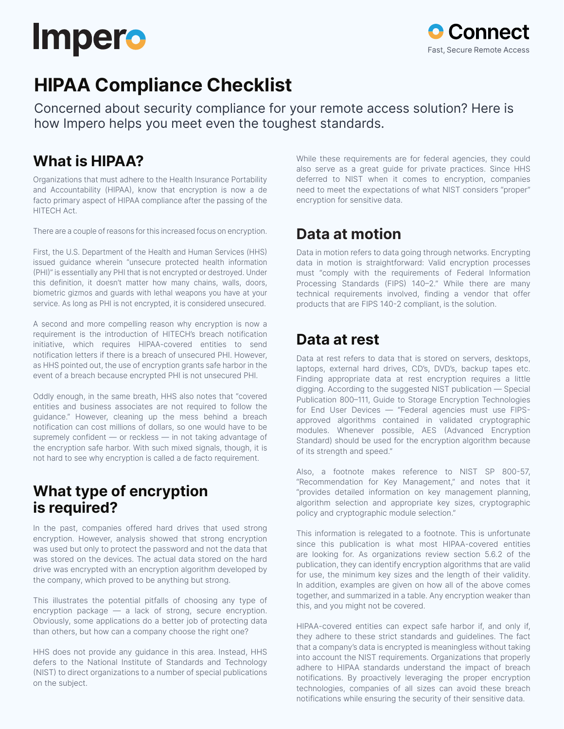Impero

Connect

Fast, Secure Remote Access

# HIPAA Compliance Checklist

Concerned about security compliance for your remote access solution? Here is how Impero helps you meet even the toughest standards.

## What is HIPAA?

Organizations that must adhere to the Health Insurance Portability and Accountability (HIPAA), know that encryption is now a de facto primary aspect of HIPAA compliance after the passing of the HITECH Act.

There are a couple of reasons for this increased focus on encryption.

First, the U.S. Department of the Health and Human Services (HHS) issued guidance wherein "unsecure protected health information (PHI)" is essentially any PHI that is not encrypted or destroyed. Under this definition, it doesn't matter how many chains, walls, doors, biometric gizmos and guards with lethal weapons you have at your service. As long as PHI is not encrypted, it is considered unsecured.

A second and more compelling reason why encryption is now a requirement is the introduction of HITECH's breach notification initiative, which requires HIPAA-covered entities to send notification letters if there is a breach of unsecured PHI. However, as HHS pointed out, the use of encryption grants safe harbor in the event of a breach because encrypted PHI is not unsecured PHI.

Oddly enough, in the same breath, HHS also notes that "covered entities and business associates are not required to follow the guidance." However, cleaning up the mess behind a breach notification can cost millions of dollars, so one would have to be supremely confident — or reckless — in not taking advantage of the encryption safe harbor. With such mixed signals, though, it is not hard to see why encryption is called a de facto requirement.

## What type of encryption is required?

In the past, companies offered hard drives that used strong encryption. However, analysis showed that strong encryption was used but only to protect the password and not the data that was stored on the devices. The actual data stored on the hard drive was encrypted with an encryption algorithm developed by the company, which proved to be anything but strong.

This illustrates the potential pitfalls of choosing any type of encryption package — a lack of strong, secure encryption. Obviously, some applications do a better job of protecting data than others, but how can a company choose the right one?

HHS does not provide any guidance in this area. Instead, HHS defers to the National Institute of Standards and Technology (NIST) to direct organizations to a number of special publications on the subject.

While these requirements are for federal agencies, they could also serve as a great guide for private practices. Since HHS deferred to NIST when it comes to encryption, companies need to meet the expectations of what NIST considers "proper" encryption for sensitive data.

## Data at motion

Data in motion refers to data going through networks. Encrypting data in motion is straightforward: Valid encryption processes must "comply with the requirements of Federal Information Processing Standards (FIPS) 140–2." While there are many technical requirements involved, finding a vendor that offer products that are FIPS 140-2 compliant, is the solution.

## Data at rest

Data at rest refers to data that is stored on servers, desktops, laptops, external hard drives, CD's, DVD's, backup tapes etc. Finding appropriate data at rest encryption requires a little digging. According to the suggested NIST publication — Special Publication 800–111, Guide to Storage Encryption Technologies for End User Devices — "Federal agencies must use FIPS-approved algorithms contained in validated cryptographic modules. Whenever possible, AES (Advanced Encryption Standard) should be used for the encryption algorithm because of its strength and speed."

Also, a footnote makes reference to NIST SP 800-57, "Recommendation for Key Management," and notes that it "provides detailed information on key management planning, algorithm selection and appropriate key sizes, cryptographic policy and cryptographic module selection."

This information is relegated to a footnote. This is unfortunate since this publication is what most HIPAA-covered entities are looking for. As organizations review section 5.6.2 of the publication, they can identify encryption algorithms that are valid for use, the minimum key sizes and the length of their validity. In addition, examples are given on how all of the above comes together, and summarized in a table. Any encryption weaker than this, and you might not be covered.

HIPAA-covered entities can expect safe harbor if, and only if, they adhere to these strict standards and guidelines. The fact that a company's data is encrypted is meaningless without taking into account the NIST requirements. Organizations that properly adhere to HIPAA standards understand the impact of breach notifications. By proactively leveraging the proper encryption technologies, companies of all sizes can avoid these breach notifications while ensuring the security of their sensitive data.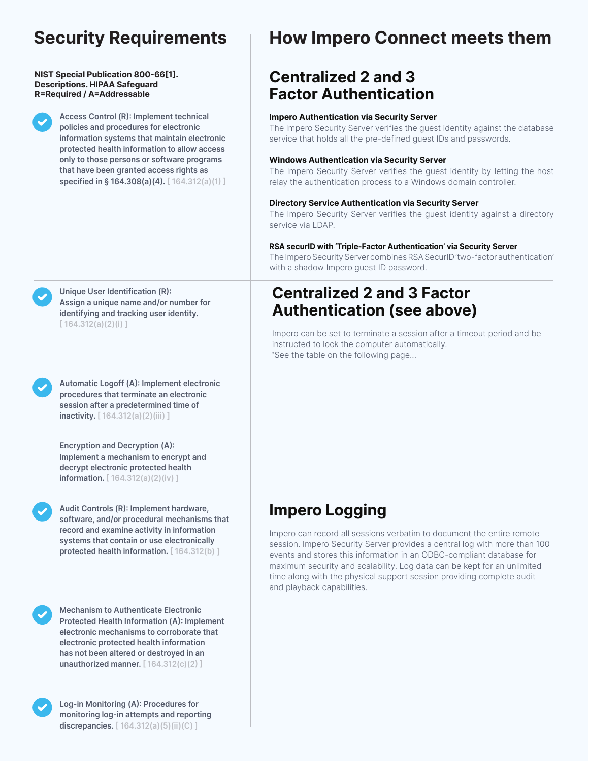| Security Requirements | How Impero Connect meets them |
|---|---|
| **NIST Special Publication 800-66[1]. Descriptions. HIPAA Safeguard R=Required / A=Addressable** | |
| ✔ **Access Control (R): Implement technical policies and procedures for electronic information systems that maintain electronic protected health information to allow access only to those persons or software programs that have been granted access rights as specified in § 164.308(a)(4).** [ 164.312(a)(1) ] | **Centralized 2 and 3 Factor Authentication**<br><br>**Impero Authentication via Security Server**<br>The Impero Security Server verifies the guest identity against the database service that holds all the pre-defined guest IDs and passwords.<br><br>**Windows Authentication via Security Server**<br>The Impero Security Server verifies the guest identity by letting the host relay the authentication process to a Windows domain controller.<br><br>**Directory Service Authentication via Security Server**<br>The Impero Security Server verifies the guest identity against a directory service via LDAP.<br><br>**RSA securID with 'Triple-Factor Authentication' via Security Server**<br>The Impero Security Server combines RSA SecurID 'two-factor authentication' with a shadow Impero guest ID password. |
| ✔ **Unique User Identification (R): Assign a unique name and/or number for identifying and tracking user identity.** [ 164.312(a)(2)(i) ] | **Centralized 2 and 3 Factor Authentication (see above)**<br><br>Impero can be set to terminate a session after a timeout period and be instructed to lock the computer automatically.<br>*See the table on the following page... |
| ✔ **Automatic Logoff (A): Implement electronic procedures that terminate an electronic session after a predetermined time of inactivity.** [ 164.312(a)(2)(iii) ]<br><br>**Encryption and Decryption (A): Implement a mechanism to encrypt and decrypt electronic protected health information.** [ 164.312(a)(2)(iv) ] | |
| ✔ **Audit Controls (R): Implement hardware, software, and/or procedural mechanisms that record and examine activity in information systems that contain or use electronically protected health information.** [ 164.312(b) ]<br><br>✔ **Mechanism to Authenticate Electronic Protected Health Information (A): Implement electronic mechanisms to corroborate that electronic protected health information has not been altered or destroyed in an unauthorized manner.** [ 164.312(c)(2) ]<br><br>✔ **Log-in Monitoring (A): Procedures for monitoring log-in attempts and reporting discrepancies.** [ 164.312(a)(5)(ii)(C) ] | **Impero Logging**<br><br>Impero can record all sessions verbatim to document the entire remote session. Impero Security Server provides a central log with more than 100 events and stores this information in an ODBC-compliant database for maximum security and scalability. Log data can be kept for an unlimited time along with the physical support session providing complete audit and playback capabilities. |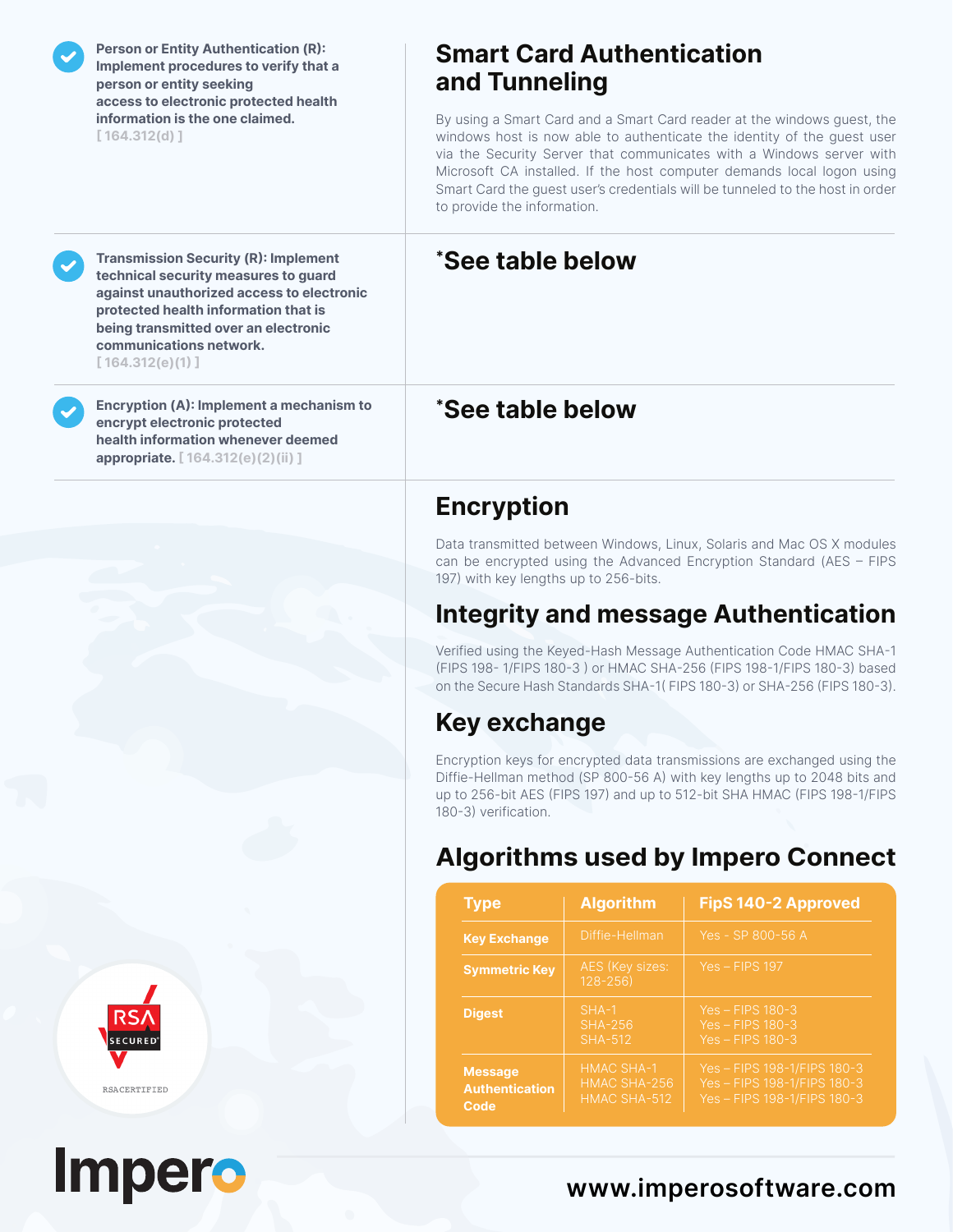**Person or Entity Authentication (R): Implement procedures to verify that a person or entity seeking access to electronic protected health information is the one claimed.** [ 164.312(d) ]

## Smart Card Authentication and Tunneling

By using a Smart Card and a Smart Card reader at the windows guest, the windows host is now able to authenticate the identity of the guest user via the Security Server that communicates with a Windows server with Microsoft CA installed. If the host computer demands local logon using Smart Card the guest user's credentials will be tunneled to the host in order to provide the information.

**Transmission Security (R): Implement technical security measures to guard against unauthorized access to electronic protected health information that is being transmitted over an electronic communications network.** [ 164.312(e)(1) ]

## *See table below

**Encryption (A): Implement a mechanism to encrypt electronic protected health information whenever deemed appropriate.** [ 164.312(e)(2)(ii) ]

## *See table below

## Encryption

Data transmitted between Windows, Linux, Solaris and Mac OS X modules can be encrypted using the Advanced Encryption Standard (AES – FIPS 197) with key lengths up to 256-bits.

## Integrity and message Authentication

Verified using the Keyed-Hash Message Authentication Code HMAC SHA-1 (FIPS 198- 1/FIPS 180-3 ) or HMAC SHA-256 (FIPS 198-1/FIPS 180-3) based on the Secure Hash Standards SHA-1( FIPS 180-3) or SHA-256 (FIPS 180-3).

## Key exchange

Encryption keys for encrypted data transmissions are exchanged using the Diffie-Hellman method (SP 800-56 A) with key lengths up to 2048 bits and up to 256-bit AES (FIPS 197) and up to 512-bit SHA HMAC (FIPS 198-1/FIPS 180-3) verification.

## Algorithms used by Impero Connect

| Type | Algorithm | FipS 140-2 Approved |
|---|---|---|
| Key Exchange | Diffie-Hellman | Yes - SP 800-56 A |
| Symmetric Key | AES (Key sizes: 128-256) | Yes – FIPS 197 |
| Digest | SHA-1<br>SHA-256<br>SHA-512 | Yes – FIPS 180-3<br>Yes – FIPS 180-3<br>Yes – FIPS 180-3 |
| Message Authentication Code | HMAC SHA-1<br>HMAC SHA-256<br>HMAC SHA-512 | Yes – FIPS 198-1/FIPS 180-3<br>Yes – FIPS 198-1/FIPS 180-3<br>Yes – FIPS 198-1/FIPS 180-3 |

RSA SECURED
RSACERTIFIED

Impero

www.imperosoftware.com